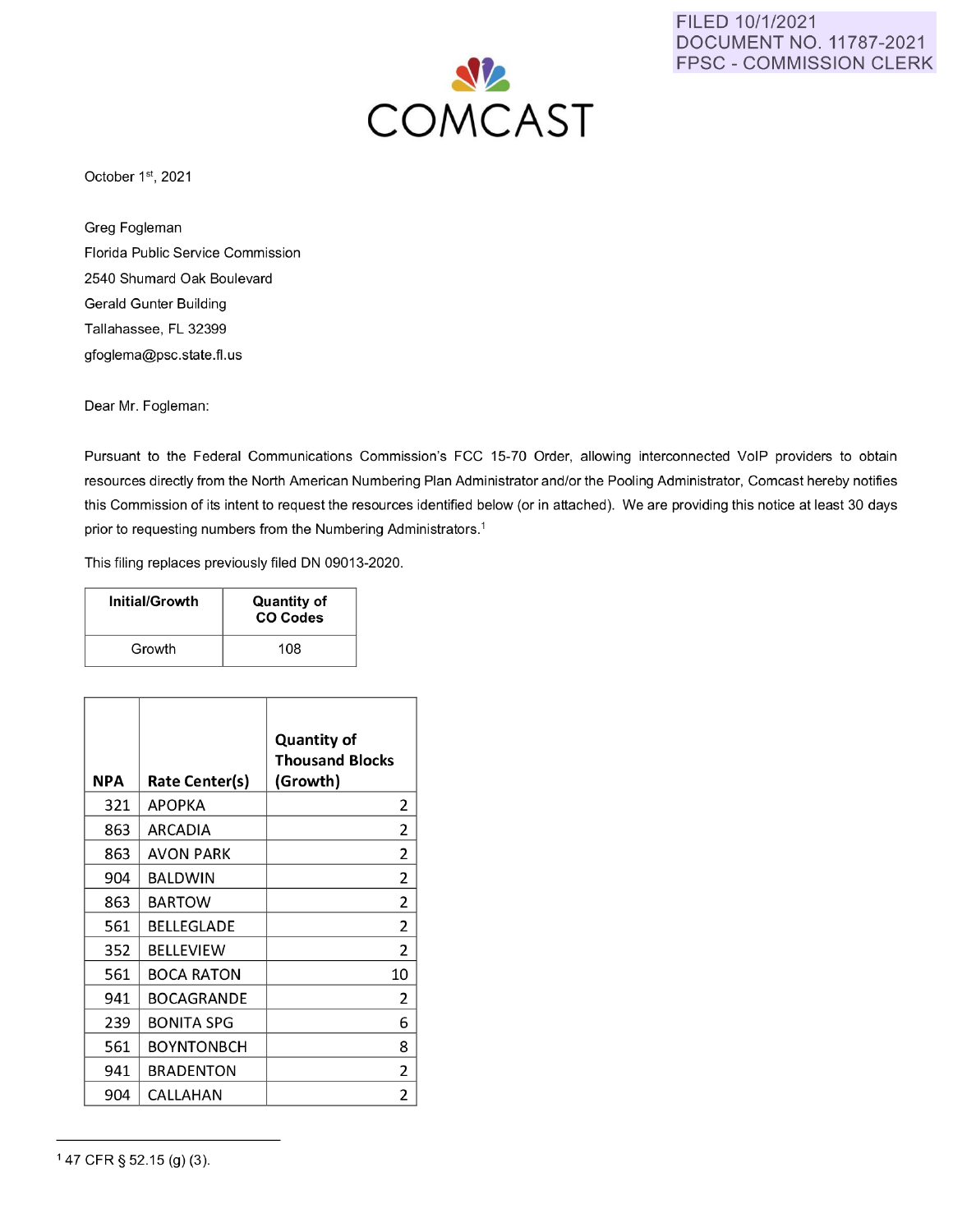FILED 10/1/2021
DOCUMENT NO. 11787-2021
FPSC - COMMISSION CLERK

COMCAST

October 1st, 2021

Greg Fogleman
Florida Public Service Commission
2540 Shumard Oak Boulevard
Gerald Gunter Building
Tallahassee, FL 32399
gfoglema@psc.state.fl.us

Dear Mr. Fogleman:

Pursuant to the Federal Communications Commission's FCC 15-70 Order, allowing interconnected VoIP providers to obtain resources directly from the North American Numbering Plan Administrator and/or the Pooling Administrator, Comcast hereby notifies this Commission of its intent to request the resources identified below (or in attached). We are providing this notice at least 30 days prior to requesting numbers from the Numbering Administrators.[1]

This filing replaces previously filed DN 09013-2020.

| Initial/Growth | Quantity of CO Codes |
|---|---|
| Growth | 108 |

| NPA | Rate Center(s) | Quantity of Thousand Blocks (Growth) |
|---|---|---|
| 321 | APOPKA | 2 |
| 863 | ARCADIA | 2 |
| 863 | AVON PARK | 2 |
| 904 | BALDWIN | 2 |
| 863 | BARTOW | 2 |
| 561 | BELLEGLADE | 2 |
| 352 | BELLEVIEW | 2 |
| 561 | BOCA RATON | 10 |
| 941 | BOCAGRANDE | 2 |
| 239 | BONITA SPG | 6 |
| 561 | BOYNTONBCH | 8 |
| 941 | BRADENTON | 2 |
| 904 | CALLAHAN | 2 |

[1] 47 CFR § 52.15 (g) (3).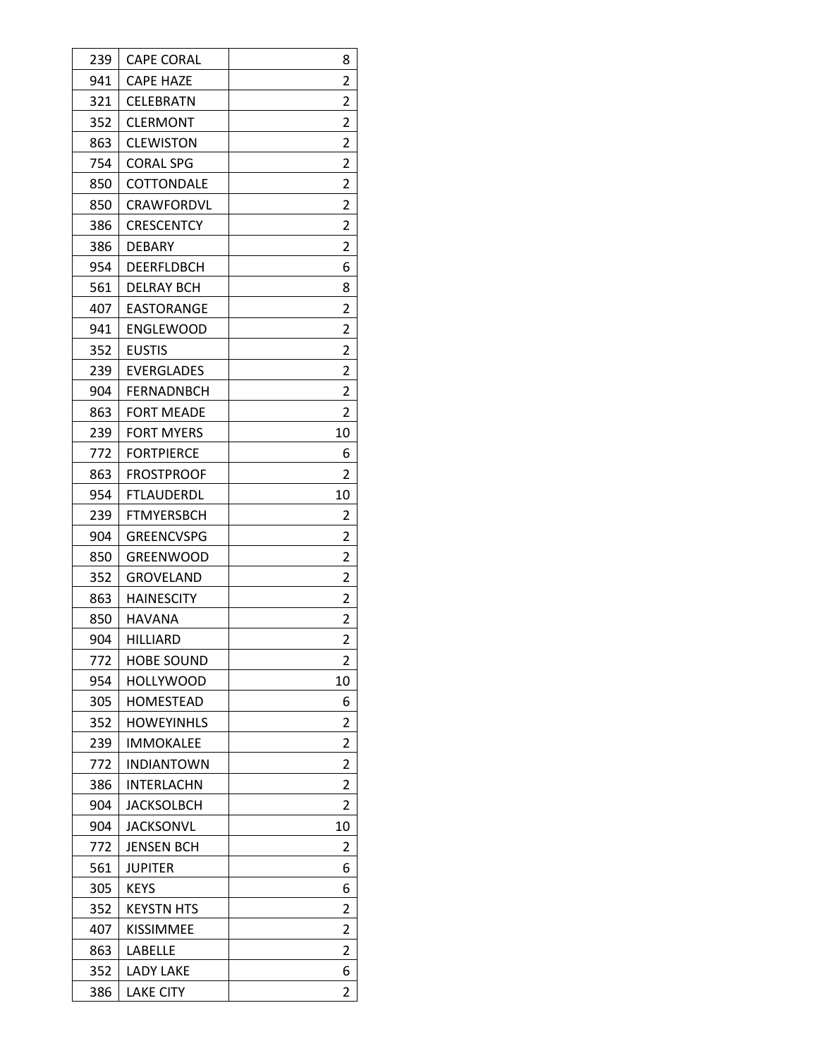| 239 | CAPE CORAL | 8 |
|---|---|---|
| 941 | CAPE HAZE | 2 |
| 321 | CELEBRATN | 2 |
| 352 | CLERMONT | 2 |
| 863 | CLEWISTON | 2 |
| 754 | CORAL SPG | 2 |
| 850 | COTTONDALE | 2 |
| 850 | CRAWFORDVL | 2 |
| 386 | CRESCENTCY | 2 |
| 386 | DEBARY | 2 |
| 954 | DEERFLDBCH | 6 |
| 561 | DELRAY BCH | 8 |
| 407 | EASTORANGE | 2 |
| 941 | ENGLEWOOD | 2 |
| 352 | EUSTIS | 2 |
| 239 | EVERGLADES | 2 |
| 904 | FERNADNBCH | 2 |
| 863 | FORT MEADE | 2 |
| 239 | FORT MYERS | 10 |
| 772 | FORTPIERCE | 6 |
| 863 | FROSTPROOF | 2 |
| 954 | FTLAUDERDL | 10 |
| 239 | FTMYERSBCH | 2 |
| 904 | GREENCVSPG | 2 |
| 850 | GREENWOOD | 2 |
| 352 | GROVELAND | 2 |
| 863 | HAINESCITY | 2 |
| 850 | HAVANA | 2 |
| 904 | HILLIARD | 2 |
| 772 | HOBE SOUND | 2 |
| 954 | HOLLYWOOD | 10 |
| 305 | HOMESTEAD | 6 |
| 352 | HOWEYINHLS | 2 |
| 239 | IMMOKALEE | 2 |
| 772 | INDIANTOWN | 2 |
| 386 | INTERLACHN | 2 |
| 904 | JACKSOLBCH | 2 |
| 904 | JACKSONVL | 10 |
| 772 | JENSEN BCH | 2 |
| 561 | JUPITER | 6 |
| 305 | KEYS | 6 |
| 352 | KEYSTN HTS | 2 |
| 407 | KISSIMMEE | 2 |
| 863 | LABELLE | 2 |
| 352 | LADY LAKE | 6 |
| 386 | LAKE CITY | 2 |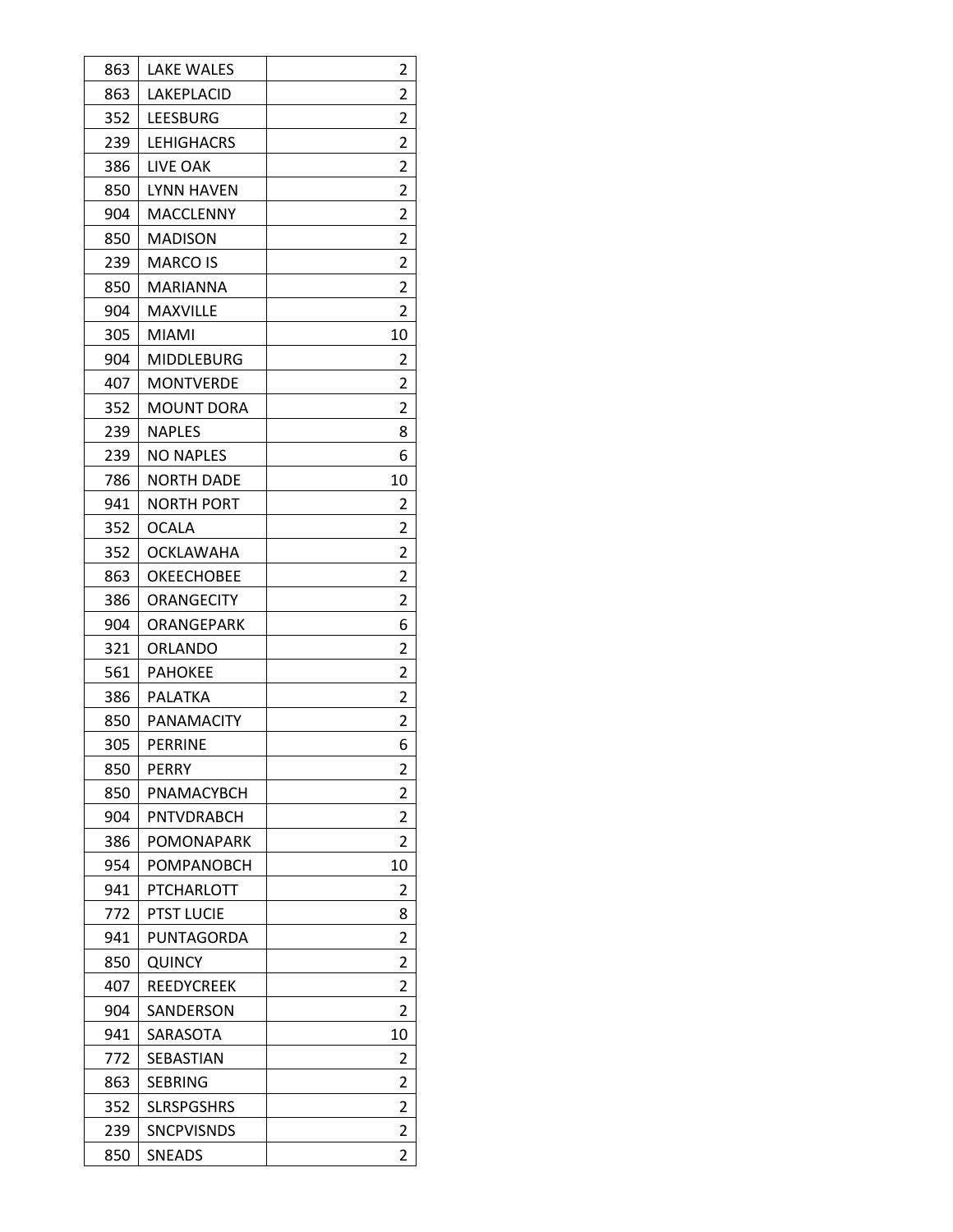| | | |
|---|---|---|
| 863 | LAKE WALES | 2 |
| 863 | LAKEPLACID | 2 |
| 352 | LEESBURG | 2 |
| 239 | LEHIGHACRS | 2 |
| 386 | LIVE OAK | 2 |
| 850 | LYNN HAVEN | 2 |
| 904 | MACCLENNY | 2 |
| 850 | MADISON | 2 |
| 239 | MARCO IS | 2 |
| 850 | MARIANNA | 2 |
| 904 | MAXVILLE | 2 |
| 305 | MIAMI | 10 |
| 904 | MIDDLEBURG | 2 |
| 407 | MONTVERDE | 2 |
| 352 | MOUNT DORA | 2 |
| 239 | NAPLES | 8 |
| 239 | NO NAPLES | 6 |
| 786 | NORTH DADE | 10 |
| 941 | NORTH PORT | 2 |
| 352 | OCALA | 2 |
| 352 | OCKLAWAHA | 2 |
| 863 | OKEECHOBEE | 2 |
| 386 | ORANGECITY | 2 |
| 904 | ORANGEPARK | 6 |
| 321 | ORLANDO | 2 |
| 561 | PAHOKEE | 2 |
| 386 | PALATKA | 2 |
| 850 | PANAMACITY | 2 |
| 305 | PERRINE | 6 |
| 850 | PERRY | 2 |
| 850 | PNAMACYBCH | 2 |
| 904 | PNTVDRABCH | 2 |
| 386 | POMONAPARK | 2 |
| 954 | POMPANOBCH | 10 |
| 941 | PTCHARLOTT | 2 |
| 772 | PTST LUCIE | 8 |
| 941 | PUNTAGORDA | 2 |
| 850 | QUINCY | 2 |
| 407 | REEDYCREEK | 2 |
| 904 | SANDERSON | 2 |
| 941 | SARASOTA | 10 |
| 772 | SEBASTIAN | 2 |
| 863 | SEBRING | 2 |
| 352 | SLRSPGSHRS | 2 |
| 239 | SNCPVISNDS | 2 |
| 850 | SNEADS | 2 |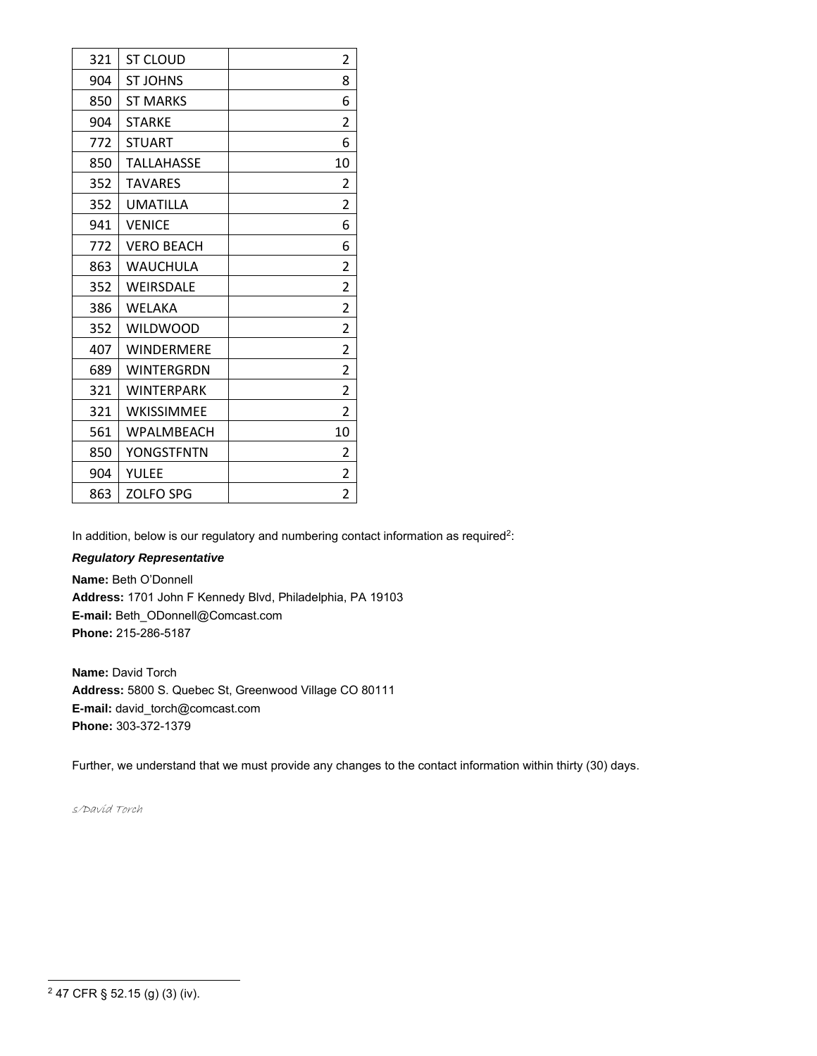| 321 | ST CLOUD | 2 |
|---|---|---|
| 904 | ST JOHNS | 8 |
| 850 | ST MARKS | 6 |
| 904 | STARKE | 2 |
| 772 | STUART | 6 |
| 850 | TALLAHASSE | 10 |
| 352 | TAVARES | 2 |
| 352 | UMATILLA | 2 |
| 941 | VENICE | 6 |
| 772 | VERO BEACH | 6 |
| 863 | WAUCHULA | 2 |
| 352 | WEIRSDALE | 2 |
| 386 | WELAKA | 2 |
| 352 | WILDWOOD | 2 |
| 407 | WINDERMERE | 2 |
| 689 | WINTERGRDN | 2 |
| 321 | WINTERPARK | 2 |
| 321 | WKISSIMMEE | 2 |
| 561 | WPALMBEACH | 10 |
| 850 | YONGSTFNTN | 2 |
| 904 | YULEE | 2 |
| 863 | ZOLFO SPG | 2 |

In addition, below is our regulatory and numbering contact information as required[2]:

***Regulatory Representative***

**Name:** Beth O'Donnell
**Address:** 1701 John F Kennedy Blvd, Philadelphia, PA 19103
**E-mail:** Beth_ODonnell@Comcast.com
**Phone:** 215-286-5187

**Name:** David Torch
**Address:** 5800 S. Quebec St, Greenwood Village CO 80111
**E-mail:** david_torch@comcast.com
**Phone:** 303-372-1379

Further, we understand that we must provide any changes to the contact information within thirty (30) days.

*s/David Torch*

---

[2] 47 CFR § 52.15 (g) (3) (iv).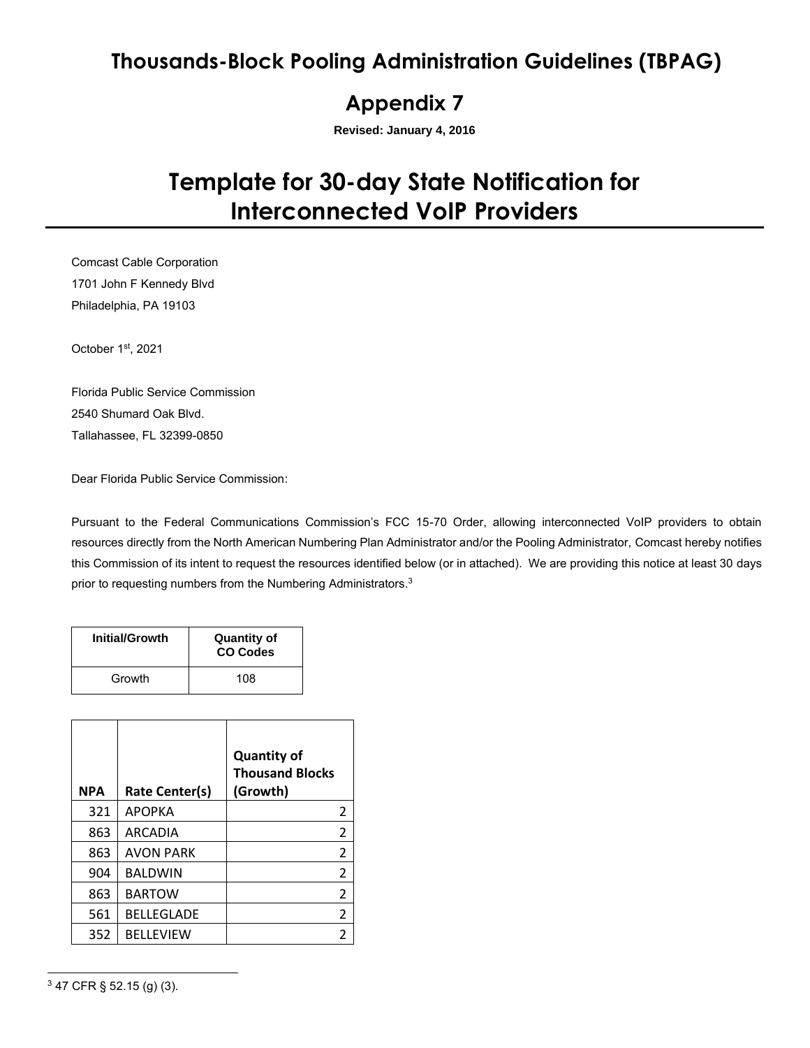# Thousands-Block Pooling Administration Guidelines (TBPAG)

## Appendix 7

**Revised: January 4, 2016**

# Template for 30-day State Notification for Interconnected VoIP Providers

Comcast Cable Corporation
1701 John F Kennedy Blvd
Philadelphia, PA 19103

October 1st, 2021

Florida Public Service Commission
2540 Shumard Oak Blvd.
Tallahassee, FL 32399-0850

Dear Florida Public Service Commission:

Pursuant to the Federal Communications Commission's FCC 15-70 Order, allowing interconnected VoIP providers to obtain resources directly from the North American Numbering Plan Administrator and/or the Pooling Administrator, Comcast hereby notifies this Commission of its intent to request the resources identified below (or in attached). We are providing this notice at least 30 days prior to requesting numbers from the Numbering Administrators.[3]

| Initial/Growth | Quantity of CO Codes |
|---|---|
| Growth | 108 |

| NPA | Rate Center(s) | Quantity of Thousand Blocks (Growth) |
|---|---|---|
| 321 | APOPKA | 2 |
| 863 | ARCADIA | 2 |
| 863 | AVON PARK | 2 |
| 904 | BALDWIN | 2 |
| 863 | BARTOW | 2 |
| 561 | BELLEGLADE | 2 |
| 352 | BELLEVIEW | 2 |

[3] 47 CFR § 52.15 (g) (3).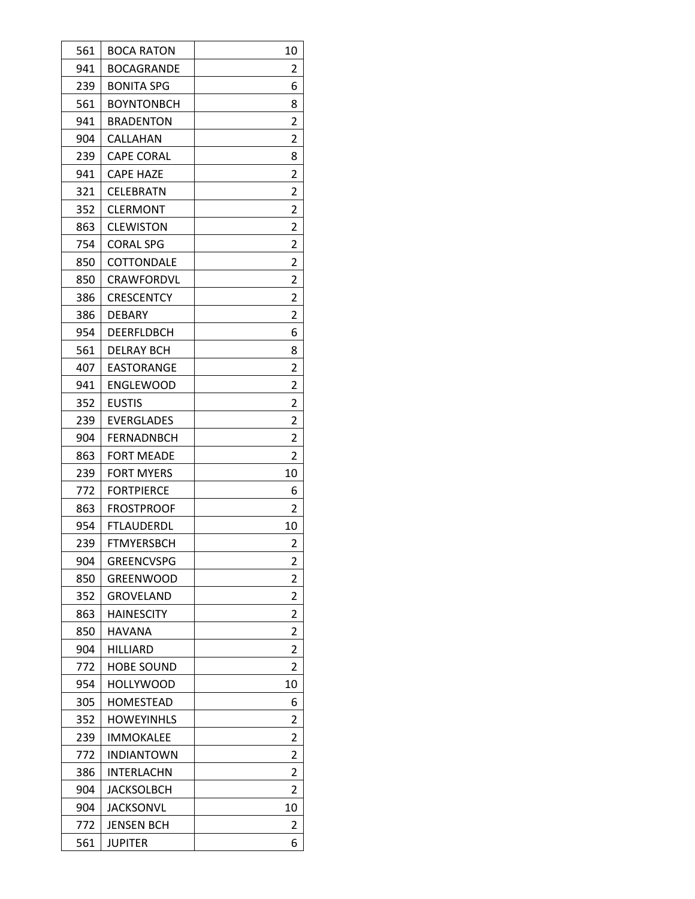| | | |
|---|---|---|
| 561 | BOCA RATON | 10 |
| 941 | BOCAGRANDE | 2 |
| 239 | BONITA SPG | 6 |
| 561 | BOYNTONBCH | 8 |
| 941 | BRADENTON | 2 |
| 904 | CALLAHAN | 2 |
| 239 | CAPE CORAL | 8 |
| 941 | CAPE HAZE | 2 |
| 321 | CELEBRATN | 2 |
| 352 | CLERMONT | 2 |
| 863 | CLEWISTON | 2 |
| 754 | CORAL SPG | 2 |
| 850 | COTTONDALE | 2 |
| 850 | CRAWFORDVL | 2 |
| 386 | CRESCENTCY | 2 |
| 386 | DEBARY | 2 |
| 954 | DEERFLDBCH | 6 |
| 561 | DELRAY BCH | 8 |
| 407 | EASTORANGE | 2 |
| 941 | ENGLEWOOD | 2 |
| 352 | EUSTIS | 2 |
| 239 | EVERGLADES | 2 |
| 904 | FERNADNBCH | 2 |
| 863 | FORT MEADE | 2 |
| 239 | FORT MYERS | 10 |
| 772 | FORTPIERCE | 6 |
| 863 | FROSTPROOF | 2 |
| 954 | FTLAUDERDL | 10 |
| 239 | FTMYERSBCH | 2 |
| 904 | GREENCVSPG | 2 |
| 850 | GREENWOOD | 2 |
| 352 | GROVELAND | 2 |
| 863 | HAINESCITY | 2 |
| 850 | HAVANA | 2 |
| 904 | HILLIARD | 2 |
| 772 | HOBE SOUND | 2 |
| 954 | HOLLYWOOD | 10 |
| 305 | HOMESTEAD | 6 |
| 352 | HOWEYINHLS | 2 |
| 239 | IMMOKALEE | 2 |
| 772 | INDIANTOWN | 2 |
| 386 | INTERLACHN | 2 |
| 904 | JACKSOLBCH | 2 |
| 904 | JACKSONVL | 10 |
| 772 | JENSEN BCH | 2 |
| 561 | JUPITER | 6 |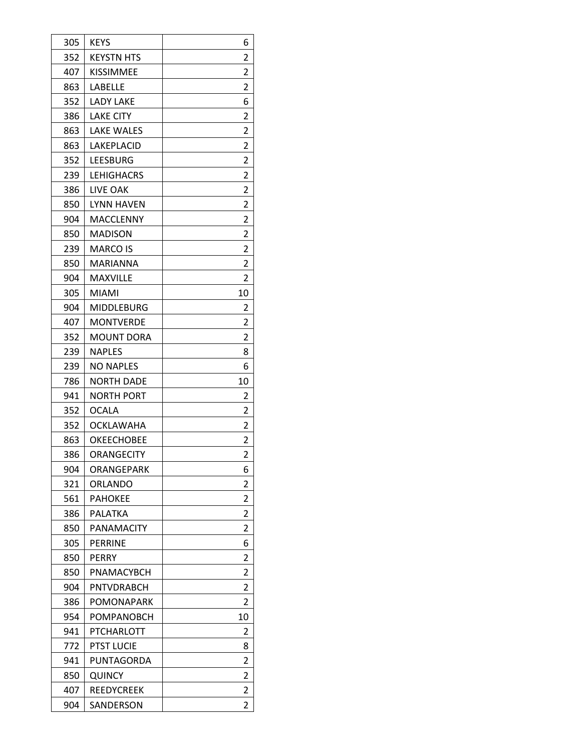| | | |
|---|---|---|
| 305 | KEYS | 6 |
| 352 | KEYSTN HTS | 2 |
| 407 | KISSIMMEE | 2 |
| 863 | LABELLE | 2 |
| 352 | LADY LAKE | 6 |
| 386 | LAKE CITY | 2 |
| 863 | LAKE WALES | 2 |
| 863 | LAKEPLACID | 2 |
| 352 | LEESBURG | 2 |
| 239 | LEHIGHACRS | 2 |
| 386 | LIVE OAK | 2 |
| 850 | LYNN HAVEN | 2 |
| 904 | MACCLENNY | 2 |
| 850 | MADISON | 2 |
| 239 | MARCO IS | 2 |
| 850 | MARIANNA | 2 |
| 904 | MAXVILLE | 2 |
| 305 | MIAMI | 10 |
| 904 | MIDDLEBURG | 2 |
| 407 | MONTVERDE | 2 |
| 352 | MOUNT DORA | 2 |
| 239 | NAPLES | 8 |
| 239 | NO NAPLES | 6 |
| 786 | NORTH DADE | 10 |
| 941 | NORTH PORT | 2 |
| 352 | OCALA | 2 |
| 352 | OCKLAWAHA | 2 |
| 863 | OKEECHOBEE | 2 |
| 386 | ORANGECITY | 2 |
| 904 | ORANGEPARK | 6 |
| 321 | ORLANDO | 2 |
| 561 | PAHOKEE | 2 |
| 386 | PALATKA | 2 |
| 850 | PANAMACITY | 2 |
| 305 | PERRINE | 6 |
| 850 | PERRY | 2 |
| 850 | PNAMACYBCH | 2 |
| 904 | PNTVDRABCH | 2 |
| 386 | POMONAPARK | 2 |
| 954 | POMPANOBCH | 10 |
| 941 | PTCHARLOTT | 2 |
| 772 | PTST LUCIE | 8 |
| 941 | PUNTAGORDA | 2 |
| 850 | QUINCY | 2 |
| 407 | REEDYCREEK | 2 |
| 904 | SANDERSON | 2 |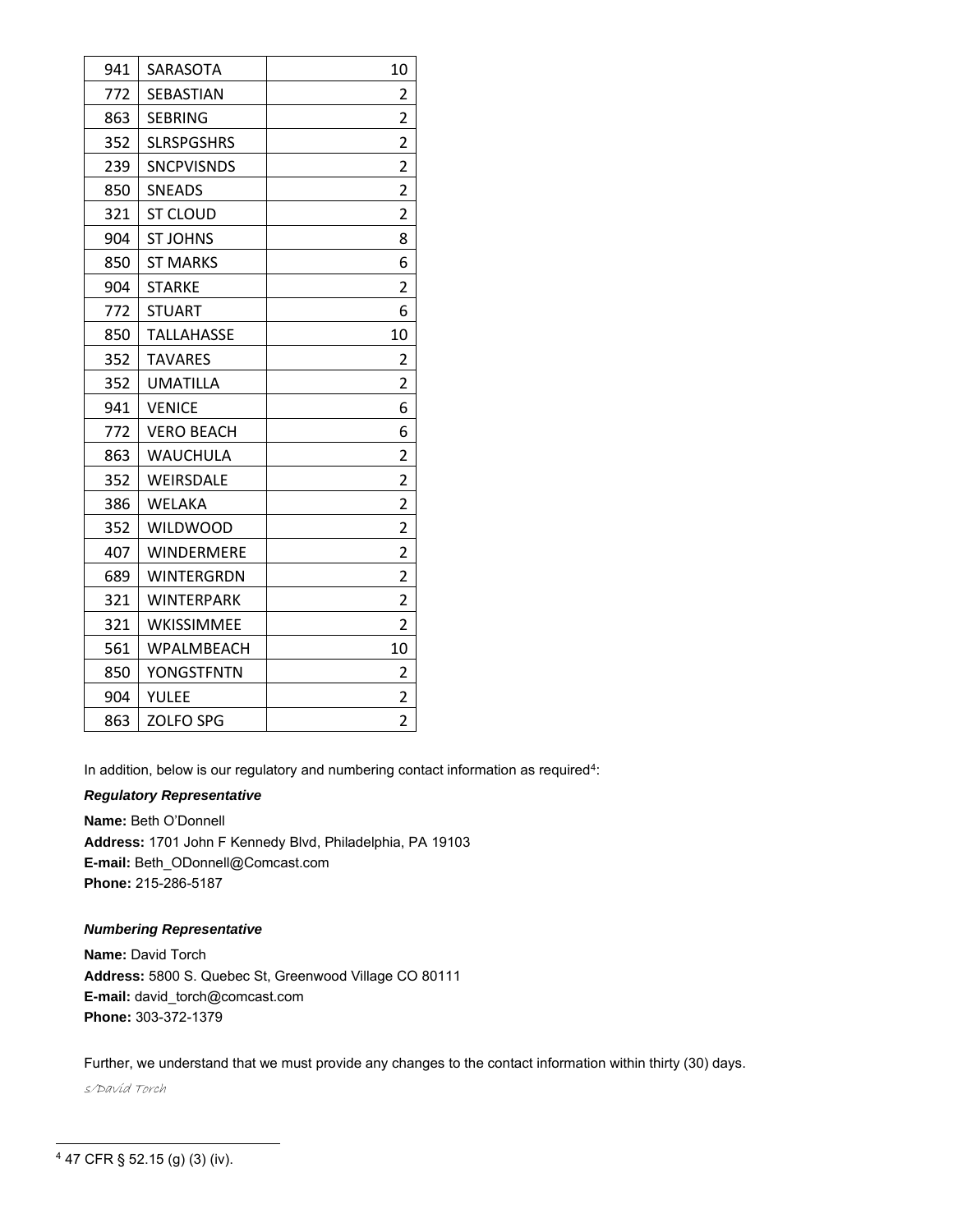| | | |
|---|---|---|
| 941 | SARASOTA | 10 |
| 772 | SEBASTIAN | 2 |
| 863 | SEBRING | 2 |
| 352 | SLRSPGSHRS | 2 |
| 239 | SNCPVISNDS | 2 |
| 850 | SNEADS | 2 |
| 321 | ST CLOUD | 2 |
| 904 | ST JOHNS | 8 |
| 850 | ST MARKS | 6 |
| 904 | STARKE | 2 |
| 772 | STUART | 6 |
| 850 | TALLAHASSE | 10 |
| 352 | TAVARES | 2 |
| 352 | UMATILLA | 2 |
| 941 | VENICE | 6 |
| 772 | VERO BEACH | 6 |
| 863 | WAUCHULA | 2 |
| 352 | WEIRSDALE | 2 |
| 386 | WELAKA | 2 |
| 352 | WILDWOOD | 2 |
| 407 | WINDERMERE | 2 |
| 689 | WINTERGRDN | 2 |
| 321 | WINTERPARK | 2 |
| 321 | WKISSIMMEE | 2 |
| 561 | WPALMBEACH | 10 |
| 850 | YONGSTFNTN | 2 |
| 904 | YULEE | 2 |
| 863 | ZOLFO SPG | 2 |

In addition, below is our regulatory and numbering contact information as required[4]:

***Regulatory Representative***

**Name:** Beth O'Donnell
**Address:** 1701 John F Kennedy Blvd, Philadelphia, PA 19103
**E-mail:** Beth_ODonnell@Comcast.com
**Phone:** 215-286-5187

***Numbering Representative***

**Name:** David Torch
**Address:** 5800 S. Quebec St, Greenwood Village CO 80111
**E-mail:** david_torch@comcast.com
**Phone:** 303-372-1379

Further, we understand that we must provide any changes to the contact information within thirty (30) days.

s/David Torch

[4] 47 CFR § 52.15 (g) (3) (iv).